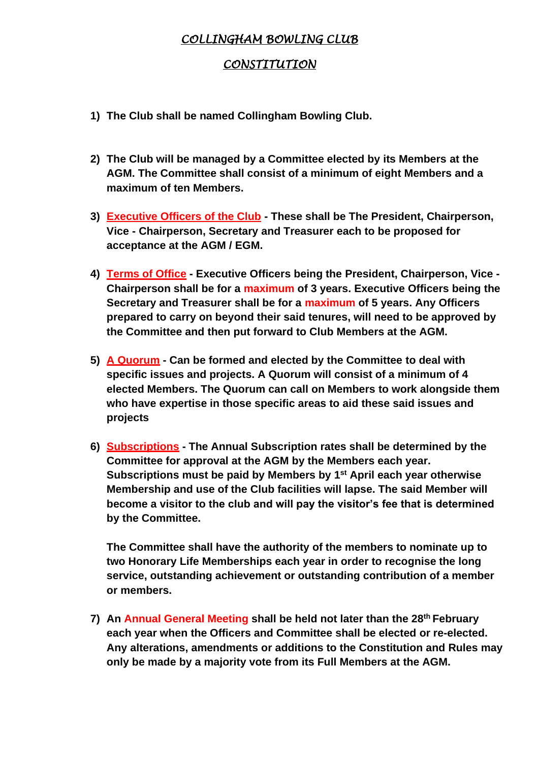# *COLLINGHAM BOWLING CLUB*

## *CONSTITUTION*

1) **The Club shall be named Collingham Bowling Club.**

2) **The Club will be managed by a Committee elected by its Members at the AGM. The Committee shall consist of a minimum of eight Members and a maximum of ten Members.**

3) **Executive Officers of the Club - These shall be The President, Chairperson, Vice - Chairperson, Secretary and Treasurer each to be proposed for acceptance at the AGM / EGM.**

4) **Terms of Office - Executive Officers being the President, Chairperson, Vice - Chairperson shall be for a maximum of 3 years. Executive Officers being the Secretary and Treasurer shall be for a maximum of 5 years. Any Officers prepared to carry on beyond their said tenures, will need to be approved by the Committee and then put forward to Club Members at the AGM.**

5) **A Quorum - Can be formed and elected by the Committee to deal with specific issues and projects. A Quorum will consist of a minimum of 4 elected Members. The Quorum can call on Members to work alongside them who have expertise in those specific areas to aid these said issues and projects**

6) **Subscriptions - The Annual Subscription rates shall be determined by the Committee for approval at the AGM by the Members each year. Subscriptions must be paid by Members by 1st April each year otherwise Membership and use of the Club facilities will lapse. The said Member will become a visitor to the club and will pay the visitor's fee that is determined by the Committee.**

   **The Committee shall have the authority of the members to nominate up to two Honorary Life Memberships each year in order to recognise the long service, outstanding achievement or outstanding contribution of a member or members.**

7) **An Annual General Meeting shall be held not later than the 28th February each year when the Officers and Committee shall be elected or re-elected. Any alterations, amendments or additions to the Constitution and Rules may only be made by a majority vote from its Full Members at the AGM.**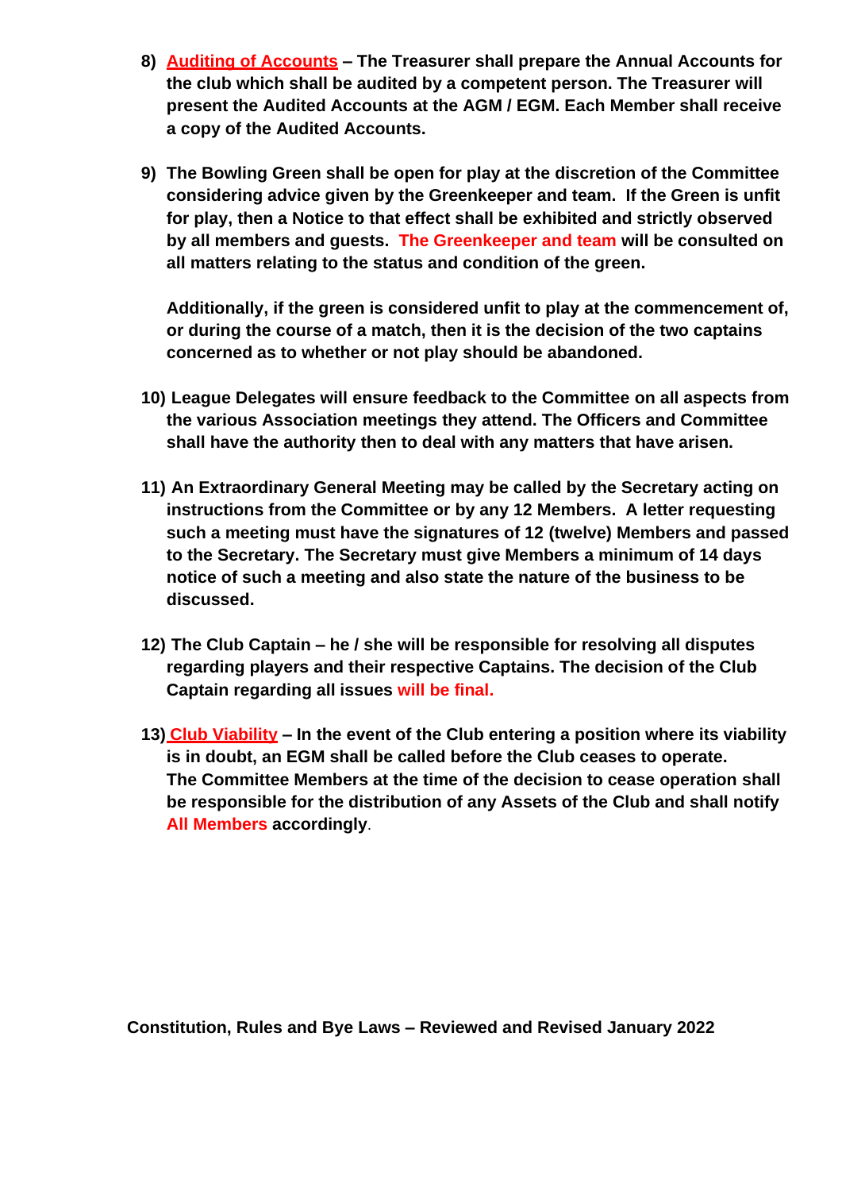8) **Auditing of Accounts – The Treasurer shall prepare the Annual Accounts for the club which shall be audited by a competent person. The Treasurer will present the Audited Accounts at the AGM / EGM. Each Member shall receive a copy of the Audited Accounts.**

9) **The Bowling Green shall be open for play at the discretion of the Committee considering advice given by the Greenkeeper and team. If the Green is unfit for play, then a Notice to that effect shall be exhibited and strictly observed by all members and guests. The Greenkeeper and team will be consulted on all matters relating to the status and condition of the green.**

   **Additionally, if the green is considered unfit to play at the commencement of, or during the course of a match, then it is the decision of the two captains concerned as to whether or not play should be abandoned.**

10) **League Delegates will ensure feedback to the Committee on all aspects from the various Association meetings they attend. The Officers and Committee shall have the authority then to deal with any matters that have arisen.**

11) **An Extraordinary General Meeting may be called by the Secretary acting on instructions from the Committee or by any 12 Members. A letter requesting such a meeting must have the signatures of 12 (twelve) Members and passed to the Secretary. The Secretary must give Members a minimum of 14 days notice of such a meeting and also state the nature of the business to be discussed.**

12) **The Club Captain – he / she will be responsible for resolving all disputes regarding players and their respective Captains. The decision of the Club Captain regarding all issues will be final.**

13) **Club Viability – In the event of the Club entering a position where its viability is in doubt, an EGM shall be called before the Club ceases to operate. The Committee Members at the time of the decision to cease operation shall be responsible for the distribution of any Assets of the Club and shall notify All Members accordingly**.

**Constitution, Rules and Bye Laws – Reviewed and Revised January 2022**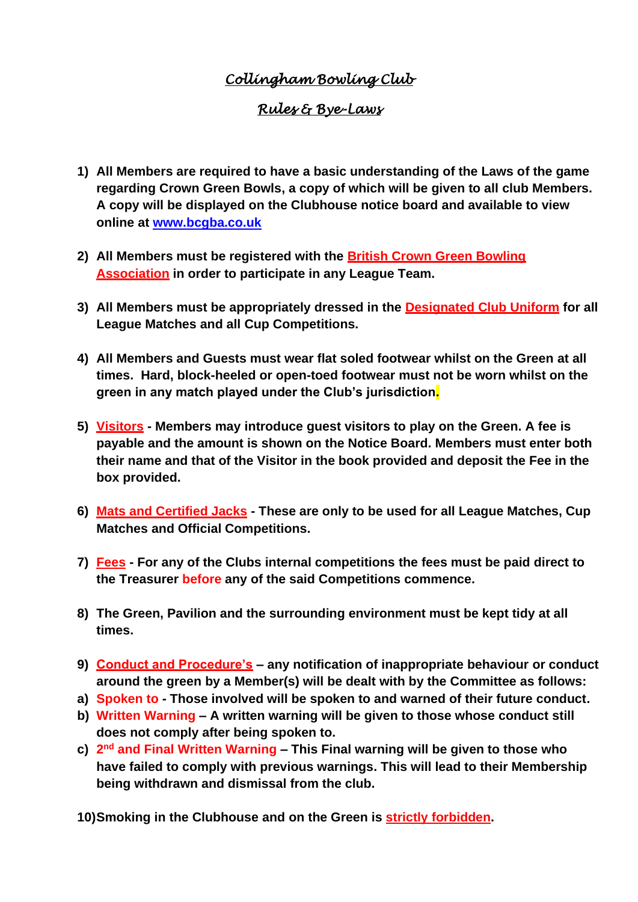# *Collingham Bowling Club*

## *Rules & Bye-Laws*

1) **All Members are required to have a basic understanding of the Laws of the game regarding Crown Green Bowls, a copy of which will be given to all club Members. A copy will be displayed on the Clubhouse notice board and available to view online at [www.bcgba.co.uk](www.bcgba.co.uk)**

2) **All Members must be registered with the British Crown Green Bowling Association in order to participate in any League Team.**

3) **All Members must be appropriately dressed in the Designated Club Uniform for all League Matches and all Cup Competitions.**

4) **All Members and Guests must wear flat soled footwear whilst on the Green at all times. Hard, block-heeled or open-toed footwear must not be worn whilst on the green in any match played under the Club's jurisdiction.**

5) **Visitors - Members may introduce guest visitors to play on the Green. A fee is payable and the amount is shown on the Notice Board. Members must enter both their name and that of the Visitor in the book provided and deposit the Fee in the box provided.**

6) **Mats and Certified Jacks - These are only to be used for all League Matches, Cup Matches and Official Competitions.**

7) **Fees - For any of the Clubs internal competitions the fees must be paid direct to the Treasurer before any of the said Competitions commence.**

8) **The Green, Pavilion and the surrounding environment must be kept tidy at all times.**

9) **Conduct and Procedure's – any notification of inappropriate behaviour or conduct around the green by a Member(s) will be dealt with by the Committee as follows:**
   - a) **Spoken to - Those involved will be spoken to and warned of their future conduct.**
   - b) **Written Warning – A written warning will be given to those whose conduct still does not comply after being spoken to.**
   - c) **2nd and Final Written Warning – This Final warning will be given to those who have failed to comply with previous warnings. This will lead to their Membership being withdrawn and dismissal from the club.**

10) **Smoking in the Clubhouse and on the Green is strictly forbidden.**